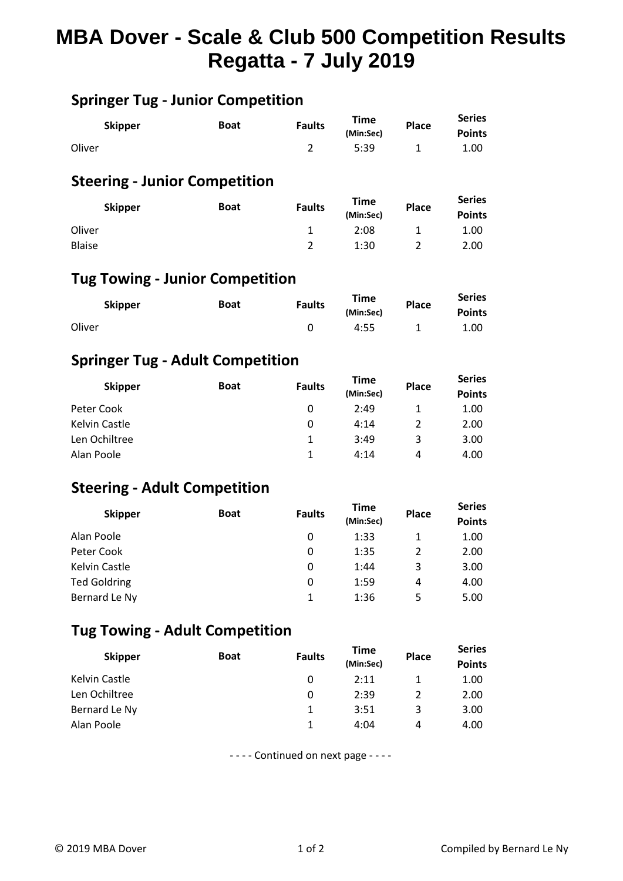# MBA Dover - Scale & Club 500 Competition Results
# Regatta - 7 July 2019

## Springer Tug - Junior Competition

| Skipper | Boat | Faults | Time (Min:Sec) | Place | Series Points |
|---|---|---|---|---|---|
| Oliver | | 2 | 5:39 | 1 | 1.00 |

## Steering - Junior Competition

| Skipper | Boat | Faults | Time (Min:Sec) | Place | Series Points |
|---|---|---|---|---|---|
| Oliver | | 1 | 2:08 | 1 | 1.00 |
| Blaise | | 2 | 1:30 | 2 | 2.00 |

## Tug Towing - Junior Competition

| Skipper | Boat | Faults | Time (Min:Sec) | Place | Series Points |
|---|---|---|---|---|---|
| Oliver | | 0 | 4:55 | 1 | 1.00 |

## Springer Tug - Adult Competition

| Skipper | Boat | Faults | Time (Min:Sec) | Place | Series Points |
|---|---|---|---|---|---|
| Peter Cook | | 0 | 2:49 | 1 | 1.00 |
| Kelvin Castle | | 0 | 4:14 | 2 | 2.00 |
| Len Ochiltree | | 1 | 3:49 | 3 | 3.00 |
| Alan Poole | | 1 | 4:14 | 4 | 4.00 |

## Steering - Adult Competition

| Skipper | Boat | Faults | Time (Min:Sec) | Place | Series Points |
|---|---|---|---|---|---|
| Alan Poole | | 0 | 1:33 | 1 | 1.00 |
| Peter Cook | | 0 | 1:35 | 2 | 2.00 |
| Kelvin Castle | | 0 | 1:44 | 3 | 3.00 |
| Ted Goldring | | 0 | 1:59 | 4 | 4.00 |
| Bernard Le Ny | | 1 | 1:36 | 5 | 5.00 |

## Tug Towing - Adult Competition

| Skipper | Boat | Faults | Time (Min:Sec) | Place | Series Points |
|---|---|---|---|---|---|
| Kelvin Castle | | 0 | 2:11 | 1 | 1.00 |
| Len Ochiltree | | 0 | 2:39 | 2 | 2.00 |
| Bernard Le Ny | | 1 | 3:51 | 3 | 3.00 |
| Alan Poole | | 1 | 4:04 | 4 | 4.00 |

- - - - Continued on next page - - - -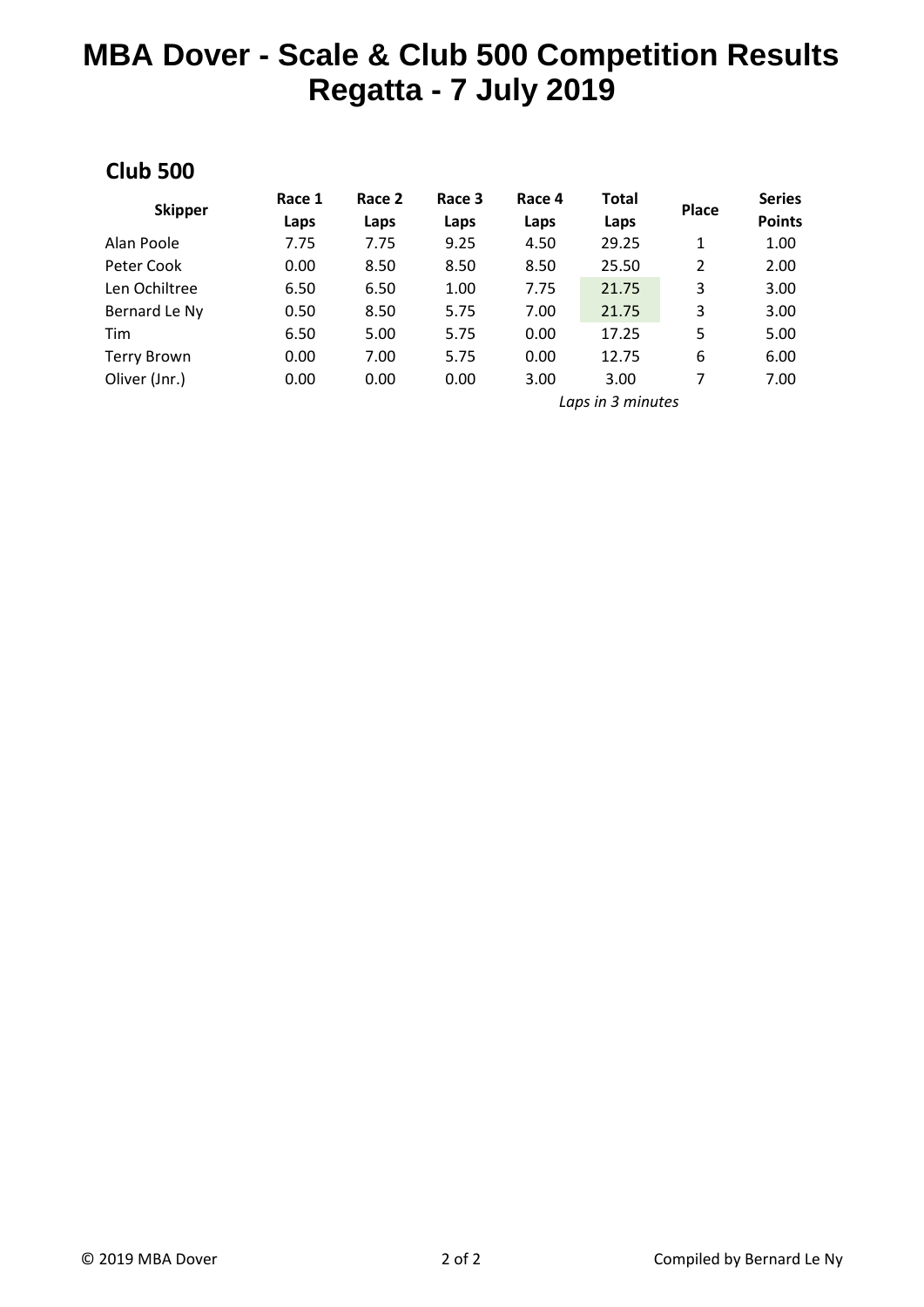# MBA Dover - Scale & Club 500 Competition Results
# Regatta - 7 July 2019

## Club 500

| Skipper | Race 1 Laps | Race 2 Laps | Race 3 Laps | Race 4 Laps | Total Laps | Place | Series Points |
|---|---|---|---|---|---|---|---|
| Alan Poole | 7.75 | 7.75 | 9.25 | 4.50 | 29.25 | 1 | 1.00 |
| Peter Cook | 0.00 | 8.50 | 8.50 | 8.50 | 25.50 | 2 | 2.00 |
| Len Ochiltree | 6.50 | 6.50 | 1.00 | 7.75 | 21.75 | 3 | 3.00 |
| Bernard Le Ny | 0.50 | 8.50 | 5.75 | 7.00 | 21.75 | 3 | 3.00 |
| Tim | 6.50 | 5.00 | 5.75 | 0.00 | 17.25 | 5 | 5.00 |
| Terry Brown | 0.00 | 7.00 | 5.75 | 0.00 | 12.75 | 6 | 6.00 |
| Oliver (Jnr.) | 0.00 | 0.00 | 0.00 | 3.00 | 3.00 | 7 | 7.00 |

*Laps in 3 minutes*

© 2019 MBA Dover

Compiled by Bernard Le Ny